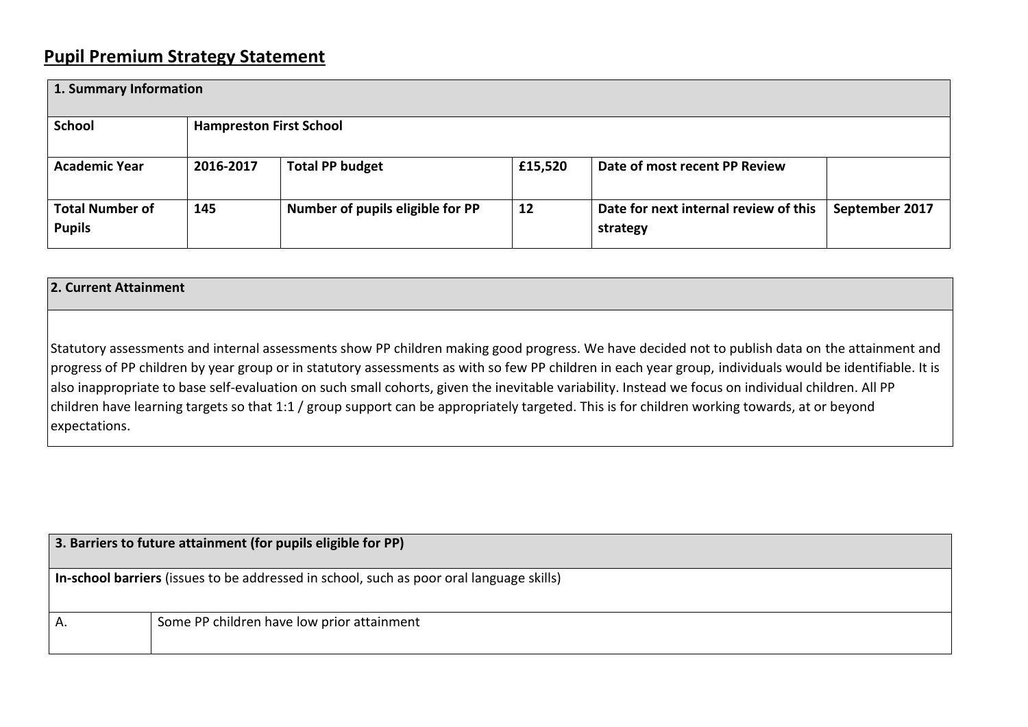# Pupil Premium Strategy Statement

| 1. Summary Information | | | | | |
|---|---|---|---|---|---|
| **School** | **Hampreston First School** | | | | |
| **Academic Year** | **2016-2017** | **Total PP budget** | **£15,520** | **Date of most recent PP Review** | |
| **Total Number of Pupils** | **145** | **Number of pupils eligible for PP** | **12** | **Date for next internal review of this strategy** | **September 2017** |

| 2. Current Attainment |
|---|
| Statutory assessments and internal assessments show PP children making good progress. We have decided not to publish data on the attainment and progress of PP children by year group or in statutory assessments as with so few PP children in each year group, individuals would be identifiable. It is also inappropriate to base self-evaluation on such small cohorts, given the inevitable variability. Instead we focus on individual children. All PP children have learning targets so that 1:1 / group support can be appropriately targeted. This is for children working towards, at or beyond expectations. |

| 3. Barriers to future attainment (for pupils eligible for PP) | |
|---|---|
| **In-school barriers** (issues to be addressed in school, such as poor oral language skills) | |
| A. | Some PP children have low prior attainment |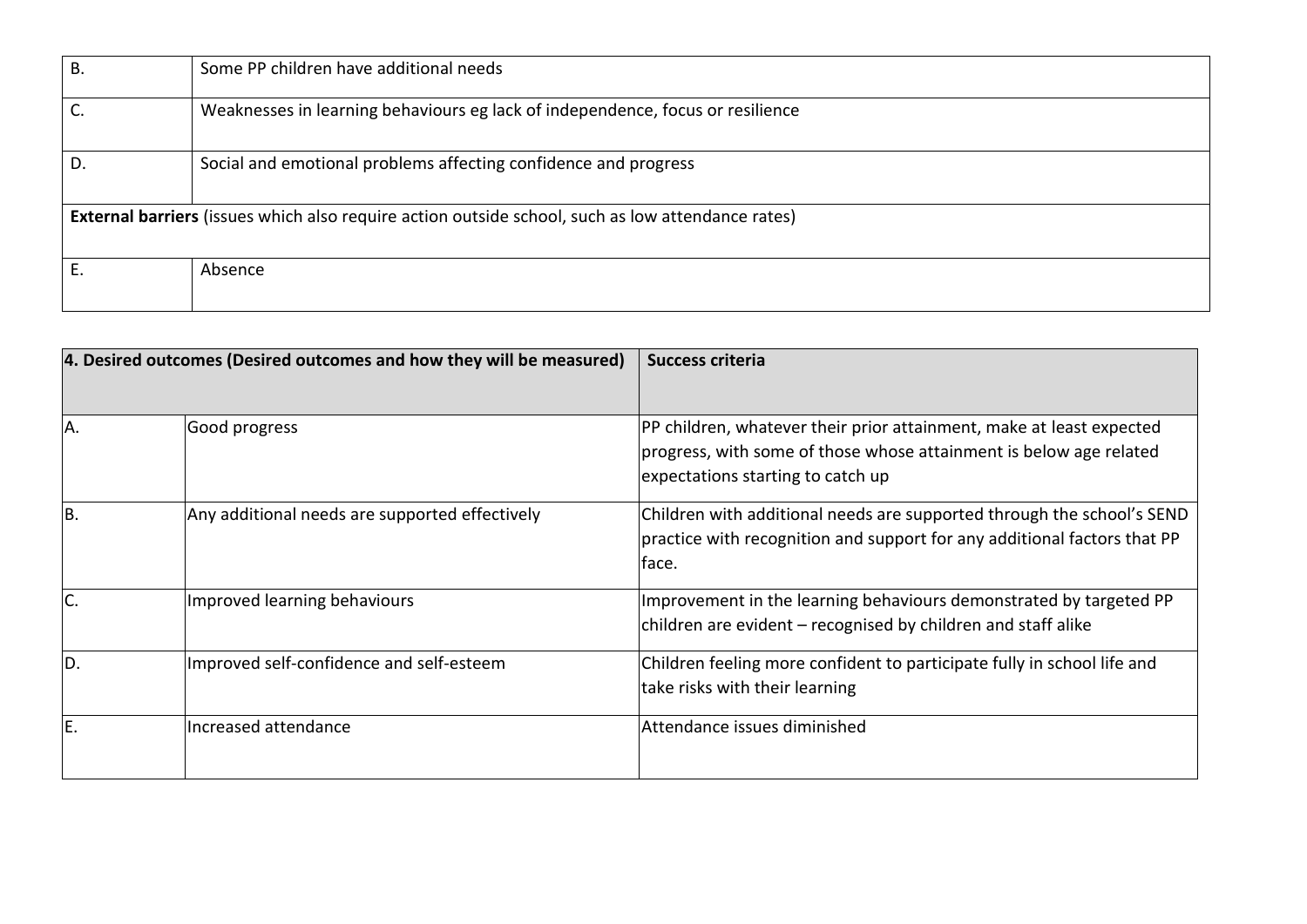| | |
|---|---|
| B. | Some PP children have additional needs |
| C. | Weaknesses in learning behaviours eg lack of independence, focus or resilience |
| D. | Social and emotional problems affecting confidence and progress |
| **External barriers** (issues which also require action outside school, such as low attendance rates) | |
| E. | Absence |

| **4. Desired outcomes (Desired outcomes and how they will be measured)** | | **Success criteria** |
|---|---|---|
| A. | Good progress | PP children, whatever their prior attainment, make at least expected progress, with some of those whose attainment is below age related expectations starting to catch up |
| B. | Any additional needs are supported effectively | Children with additional needs are supported through the school's SEND practice with recognition and support for any additional factors that PP face. |
| C. | Improved learning behaviours | Improvement in the learning behaviours demonstrated by targeted PP children are evident – recognised by children and staff alike |
| D. | Improved self-confidence and self-esteem | Children feeling more confident to participate fully in school life and take risks with their learning |
| E. | Increased attendance | Attendance issues diminished |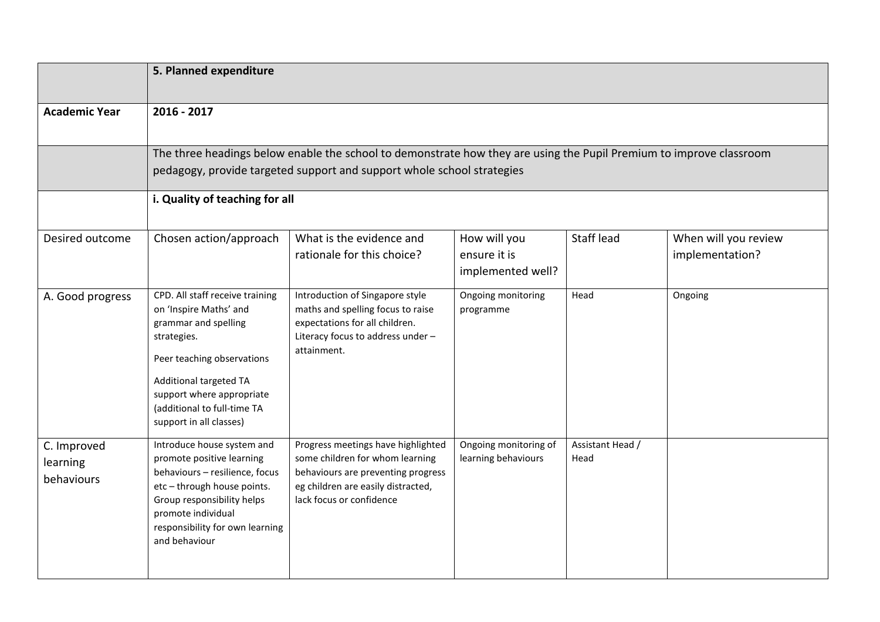| | 5. Planned expenditure | | | | |
|---|---|---|---|---|---|
| **Academic Year** | **2016 - 2017** | | | | |
| | The three headings below enable the school to demonstrate how they are using the Pupil Premium to improve classroom pedagogy, provide targeted support and support whole school strategies | | | | |
| | **i. Quality of teaching for all** | | | | |
| Desired outcome | Chosen action/approach | What is the evidence and rationale for this choice? | How will you ensure it is implemented well? | Staff lead | When will you review implementation? |
| A. Good progress | CPD. All staff receive training on 'Inspire Maths' and grammar and spelling strategies.<br><br>Peer teaching observations<br><br>Additional targeted TA support where appropriate (additional to full-time TA support in all classes) | Introduction of Singapore style maths and spelling focus to raise expectations for all children. Literacy focus to address under – attainment. | Ongoing monitoring programme | Head | Ongoing |
| C. Improved learning behaviours | Introduce house system and promote positive learning behaviours – resilience, focus etc – through house points. Group responsibility helps promote individual responsibility for own learning and behaviour | Progress meetings have highlighted some children for whom learning behaviours are preventing progress eg children are easily distracted, lack focus or confidence | Ongoing monitoring of learning behaviours | Assistant Head / Head | |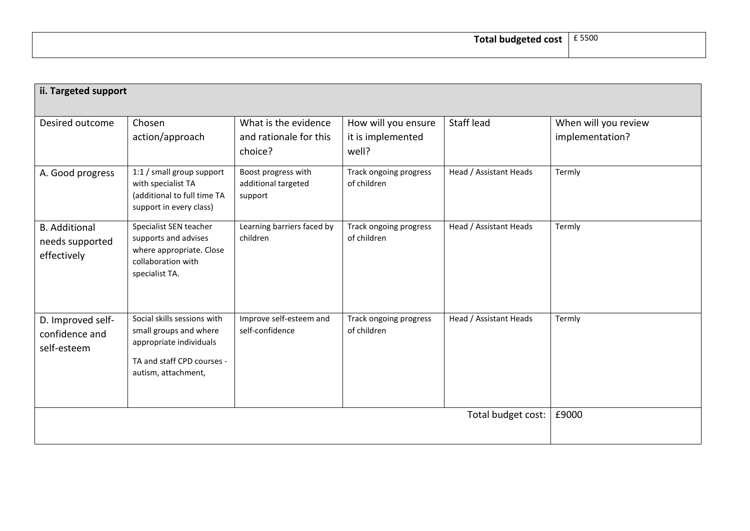| | Total budgeted cost | £ 5500 |
|---|---|---|

| ii. Targeted support | | | | | |
|---|---|---|---|---|---|
| Desired outcome | Chosen action/approach | What is the evidence and rationale for this choice? | How will you ensure it is implemented well? | Staff lead | When will you review implementation? |
| A. Good progress | 1:1 / small group support with specialist TA (additional to full time TA support in every class) | Boost progress with additional targeted support | Track ongoing progress of children | Head / Assistant Heads | Termly |
| B. Additional needs supported effectively | Specialist SEN teacher supports and advises where appropriate. Close collaboration with specialist TA. | Learning barriers faced by children | Track ongoing progress of children | Head / Assistant Heads | Termly |
| D. Improved self-confidence and self-esteem | Social skills sessions with small groups and where appropriate individuals<br><br>TA and staff CPD courses - autism, attachment, | Improve self-esteem and self-confidence | Track ongoing progress of children | Head / Assistant Heads | Termly |
| | | | | Total budget cost: | £9000 |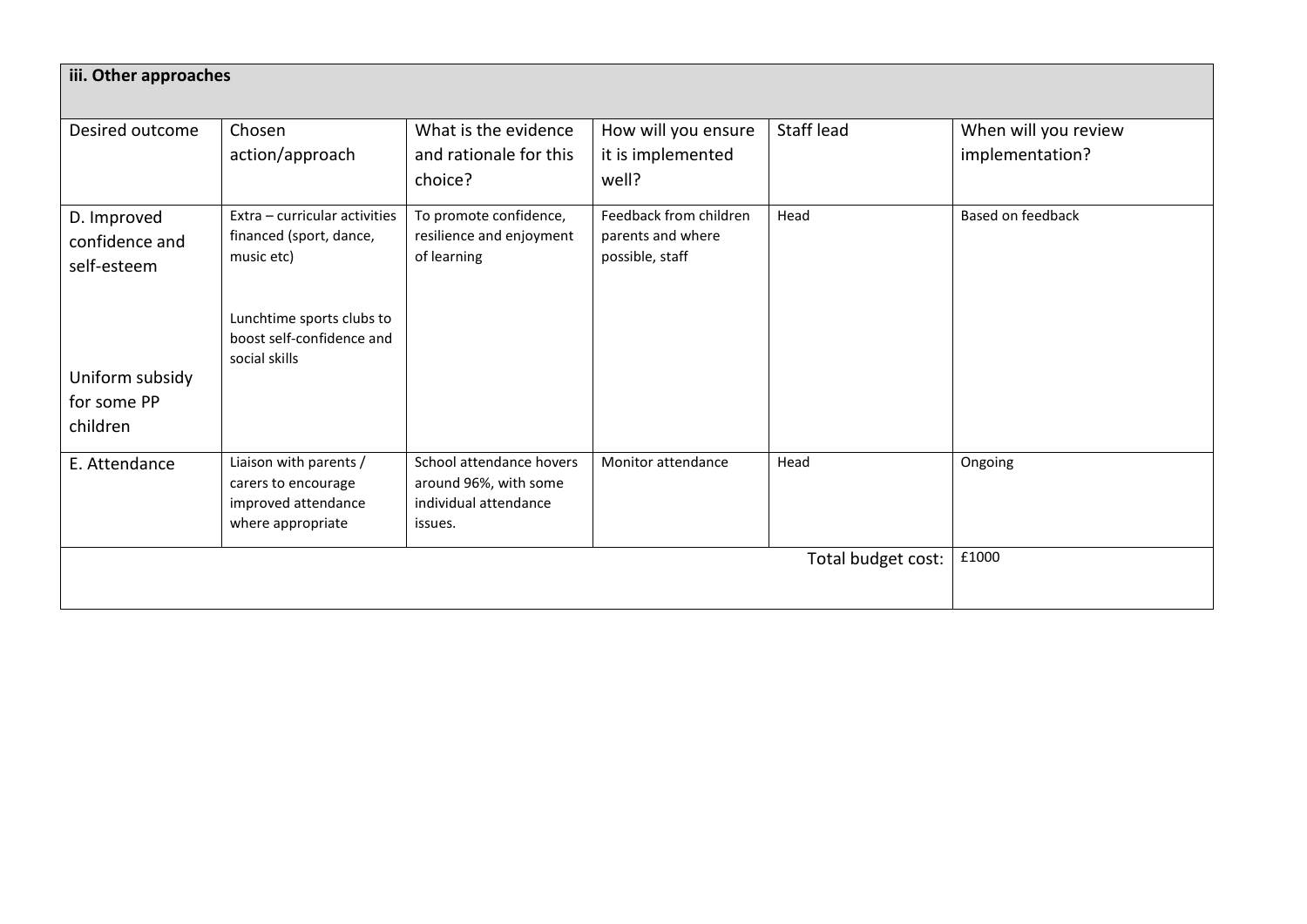| iii. Other approaches | | | | | |
|---|---|---|---|---|---|
| Desired outcome | Chosen action/approach | What is the evidence and rationale for this choice? | How will you ensure it is implemented well? | Staff lead | When will you review implementation? |
| D. Improved confidence and self-esteem<br><br>Uniform subsidy for some PP children | Extra – curricular activities financed (sport, dance, music etc)<br><br>Lunchtime sports clubs to boost self-confidence and social skills | To promote confidence, resilience and enjoyment of learning | Feedback from children parents and where possible, staff | Head | Based on feedback |
| E. Attendance | Liaison with parents / carers to encourage improved attendance where appropriate | School attendance hovers around 96%, with some individual attendance issues. | Monitor attendance | Head | Ongoing |
| | | | | Total budget cost: | £1000 |